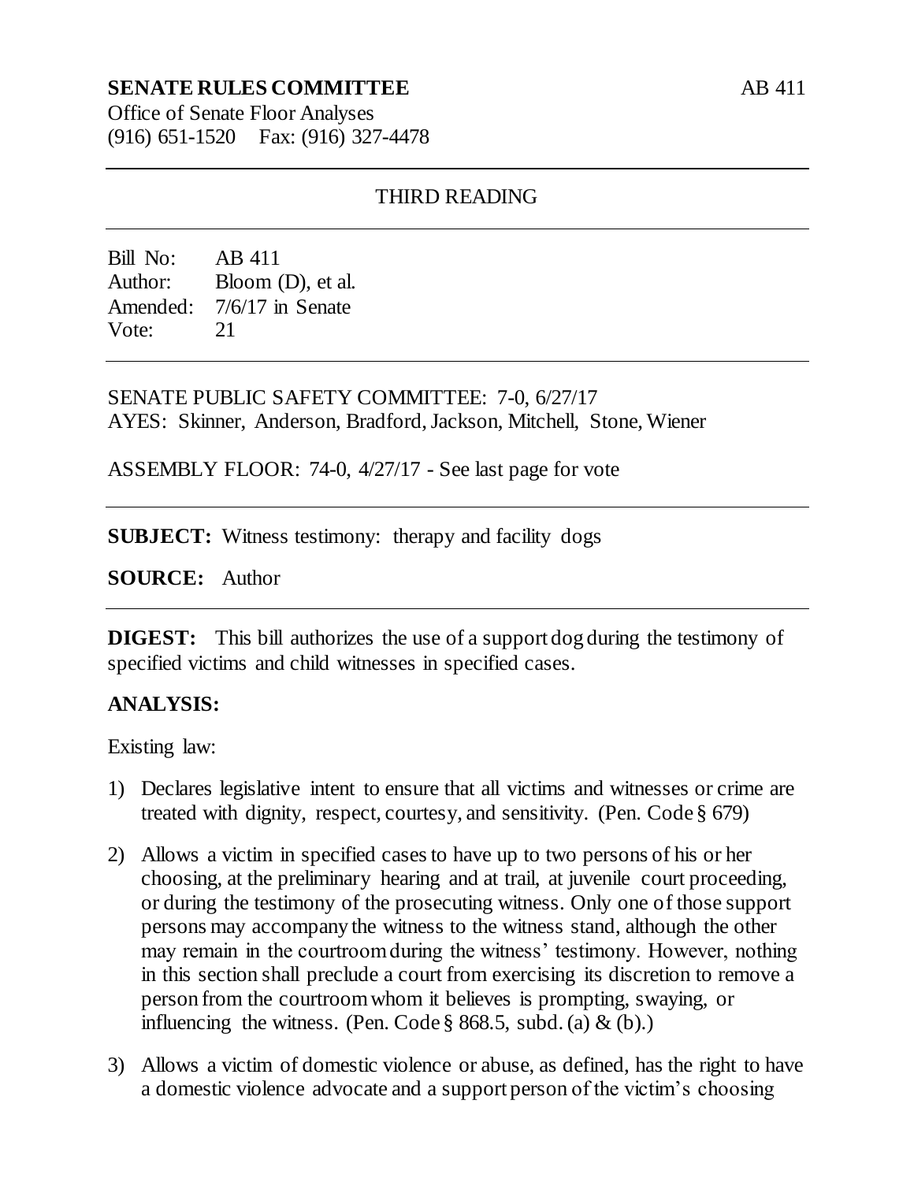**SENATE RULES COMMITTEE** AB 411

Office of Senate Floor Analyses
(916) 651-1520 Fax: (916) 327-4478

---

THIRD READING

---

Bill No: AB 411
Author: Bloom (D), et al.
Amended: 7/6/17 in Senate
Vote: 21

---

SENATE PUBLIC SAFETY COMMITTEE: 7-0, 6/27/17
AYES: Skinner, Anderson, Bradford, Jackson, Mitchell, Stone, Wiener

ASSEMBLY FLOOR: 74-0, 4/27/17 - See last page for vote

---

**SUBJECT:** Witness testimony: therapy and facility dogs

**SOURCE:** Author

---

**DIGEST:** This bill authorizes the use of a support dog during the testimony of specified victims and child witnesses in specified cases.

**ANALYSIS:**

Existing law:

1) Declares legislative intent to ensure that all victims and witnesses or crime are treated with dignity, respect, courtesy, and sensitivity. (Pen. Code § 679)

2) Allows a victim in specified cases to have up to two persons of his or her choosing, at the preliminary hearing and at trail, at juvenile court proceeding, or during the testimony of the prosecuting witness. Only one of those support persons may accompany the witness to the witness stand, although the other may remain in the courtroom during the witness' testimony. However, nothing in this section shall preclude a court from exercising its discretion to remove a person from the courtroom whom it believes is prompting, swaying, or influencing the witness. (Pen. Code § 868.5, subd. (a) & (b).)

3) Allows a victim of domestic violence or abuse, as defined, has the right to have a domestic violence advocate and a support person of the victim's choosing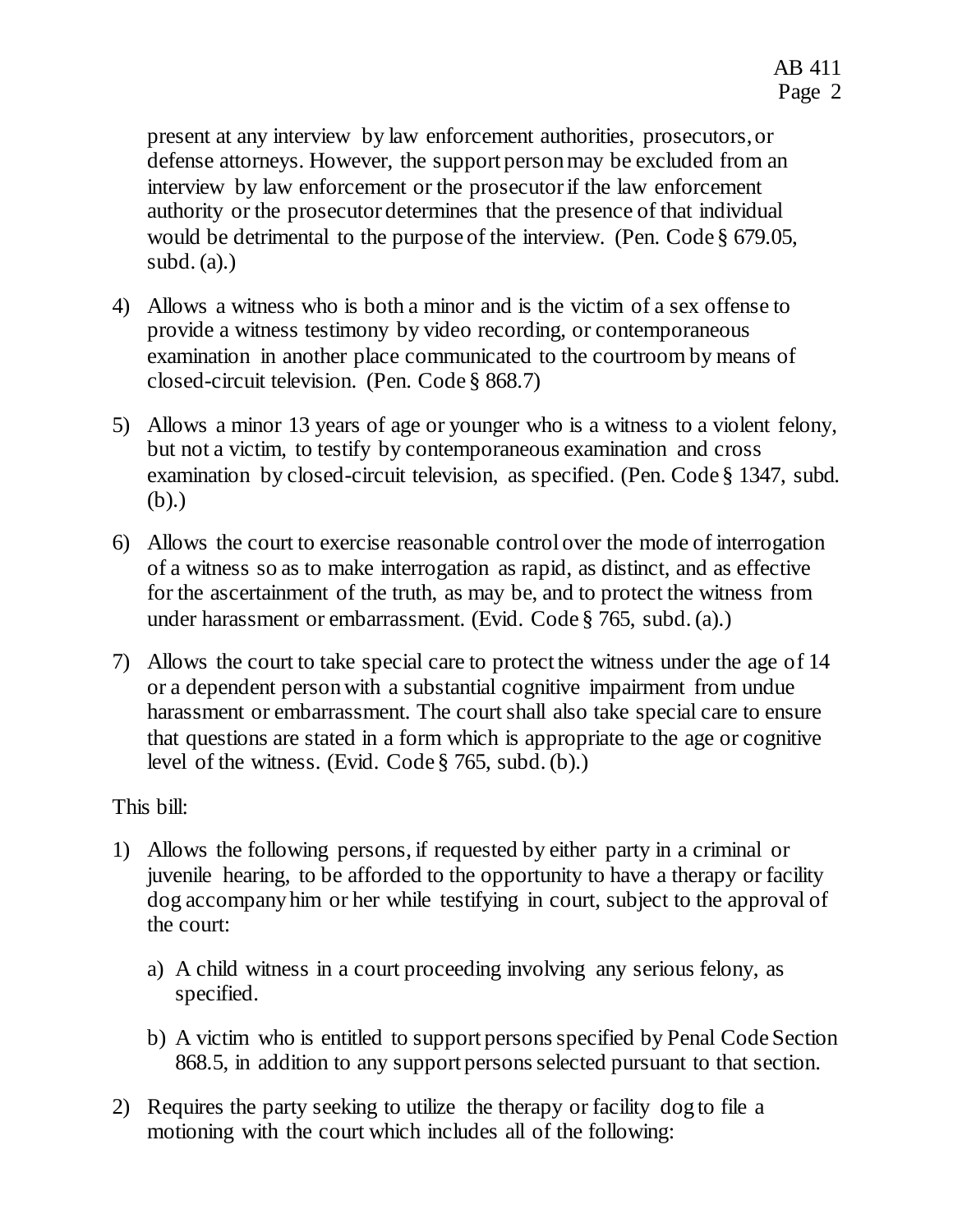present at any interview by law enforcement authorities, prosecutors, or defense attorneys. However, the support person may be excluded from an interview by law enforcement or the prosecutor if the law enforcement authority or the prosecutor determines that the presence of that individual would be detrimental to the purpose of the interview. (Pen. Code § 679.05, subd. (a).)

4) Allows a witness who is both a minor and is the victim of a sex offense to provide a witness testimony by video recording, or contemporaneous examination in another place communicated to the courtroom by means of closed-circuit television. (Pen. Code § 868.7)

5) Allows a minor 13 years of age or younger who is a witness to a violent felony, but not a victim, to testify by contemporaneous examination and cross examination by closed-circuit television, as specified. (Pen. Code § 1347, subd. (b).)

6) Allows the court to exercise reasonable control over the mode of interrogation of a witness so as to make interrogation as rapid, as distinct, and as effective for the ascertainment of the truth, as may be, and to protect the witness from under harassment or embarrassment. (Evid. Code § 765, subd. (a).)

7) Allows the court to take special care to protect the witness under the age of 14 or a dependent person with a substantial cognitive impairment from undue harassment or embarrassment. The court shall also take special care to ensure that questions are stated in a form which is appropriate to the age or cognitive level of the witness. (Evid. Code § 765, subd. (b).)

This bill:

1) Allows the following persons, if requested by either party in a criminal or juvenile hearing, to be afforded to the opportunity to have a therapy or facility dog accompany him or her while testifying in court, subject to the approval of the court:

   a) A child witness in a court proceeding involving any serious felony, as specified.

   b) A victim who is entitled to support persons specified by Penal Code Section 868.5, in addition to any support persons selected pursuant to that section.

2) Requires the party seeking to utilize the therapy or facility dog to file a motioning with the court which includes all of the following: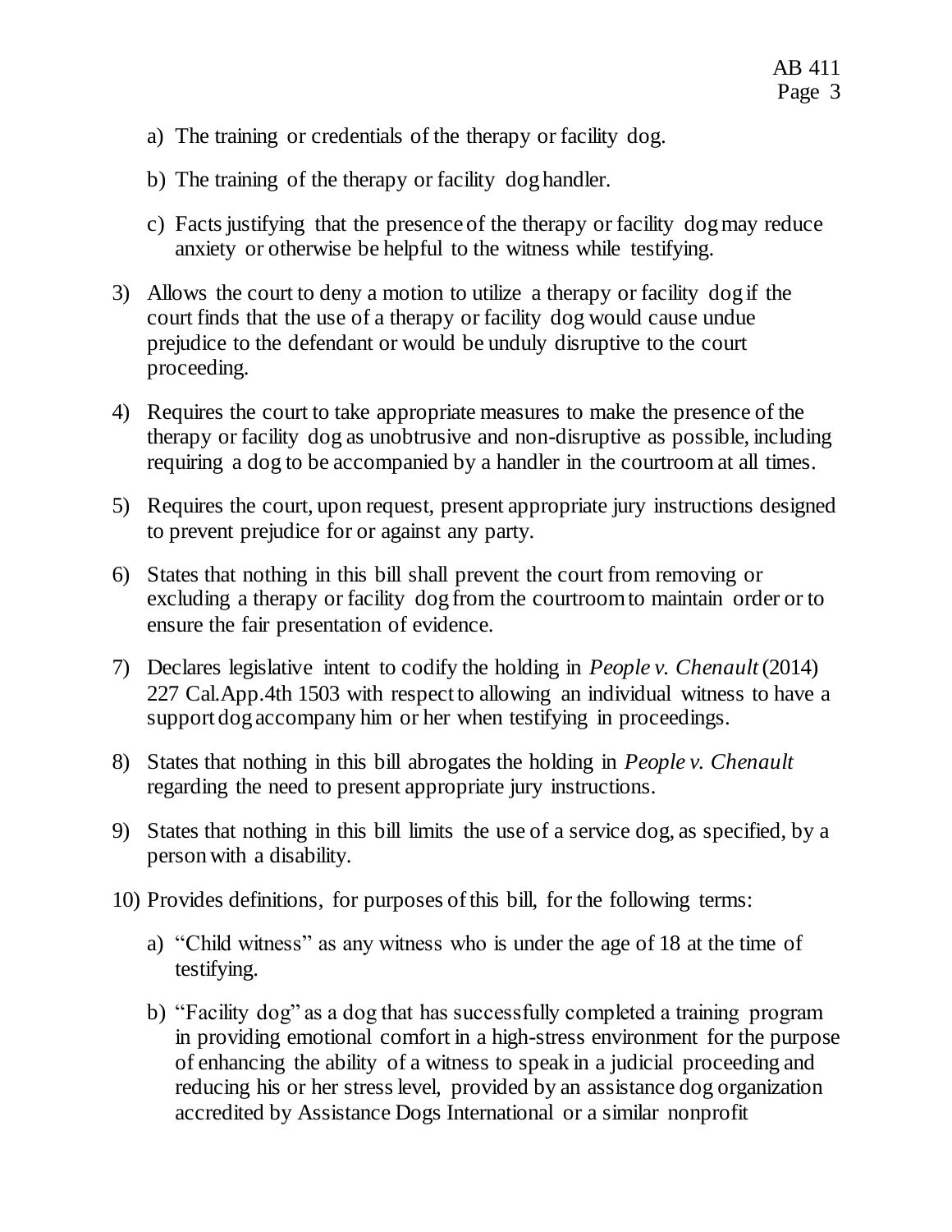a) The training or credentials of the therapy or facility dog.

b) The training of the therapy or facility dog handler.

c) Facts justifying that the presence of the therapy or facility dog may reduce anxiety or otherwise be helpful to the witness while testifying.

3) Allows the court to deny a motion to utilize a therapy or facility dog if the court finds that the use of a therapy or facility dog would cause undue prejudice to the defendant or would be unduly disruptive to the court proceeding.

4) Requires the court to take appropriate measures to make the presence of the therapy or facility dog as unobtrusive and non-disruptive as possible, including requiring a dog to be accompanied by a handler in the courtroom at all times.

5) Requires the court, upon request, present appropriate jury instructions designed to prevent prejudice for or against any party.

6) States that nothing in this bill shall prevent the court from removing or excluding a therapy or facility dog from the courtroom to maintain order or to ensure the fair presentation of evidence.

7) Declares legislative intent to codify the holding in *People v. Chenault* (2014) 227 Cal.App.4th 1503 with respect to allowing an individual witness to have a support dog accompany him or her when testifying in proceedings.

8) States that nothing in this bill abrogates the holding in *People v. Chenault* regarding the need to present appropriate jury instructions.

9) States that nothing in this bill limits the use of a service dog, as specified, by a person with a disability.

10) Provides definitions, for purposes of this bill, for the following terms:

    a) "Child witness" as any witness who is under the age of 18 at the time of testifying.

    b) "Facility dog" as a dog that has successfully completed a training program in providing emotional comfort in a high-stress environment for the purpose of enhancing the ability of a witness to speak in a judicial proceeding and reducing his or her stress level, provided by an assistance dog organization accredited by Assistance Dogs International or a similar nonprofit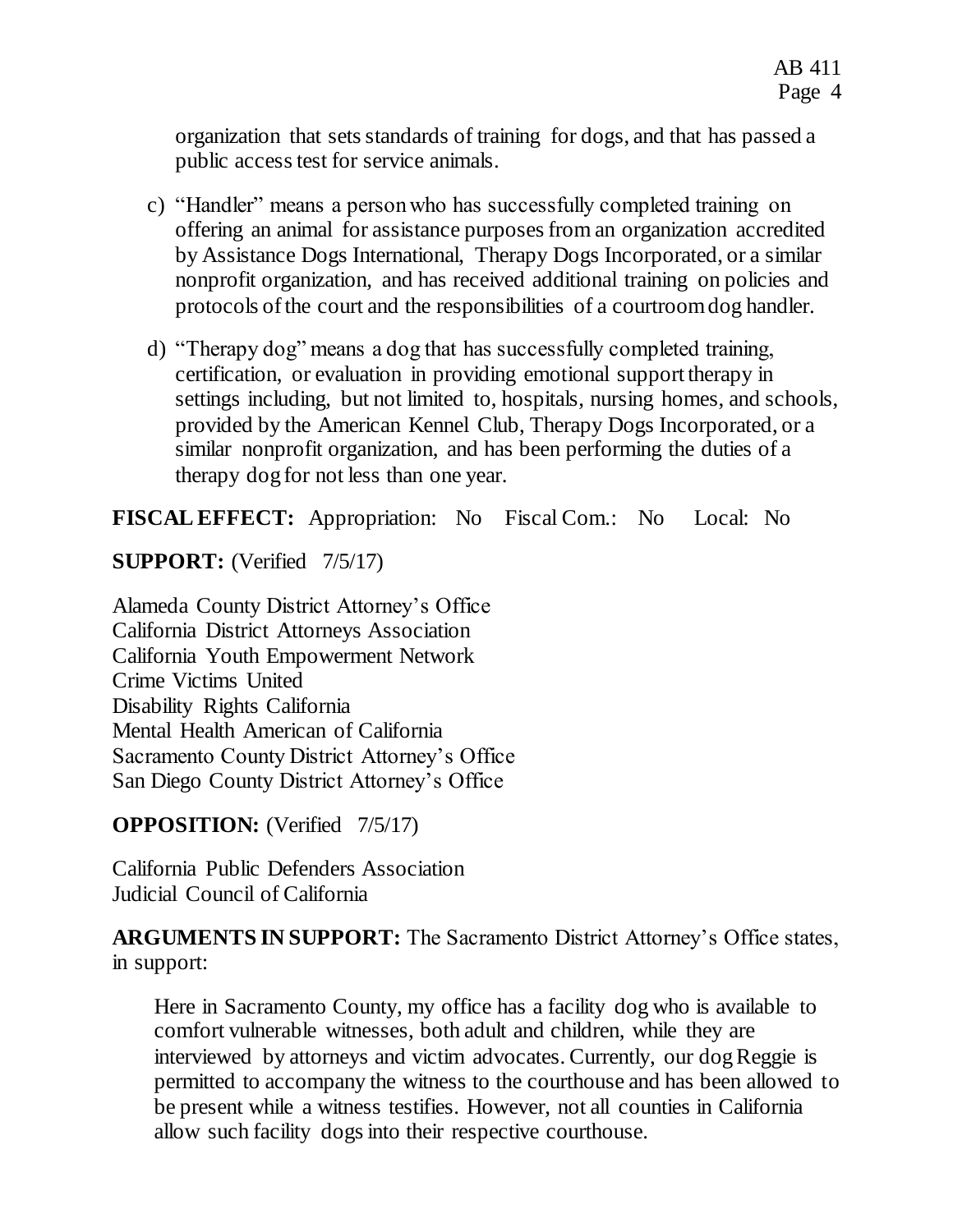organization that sets standards of training for dogs, and that has passed a public access test for service animals.

c) "Handler" means a person who has successfully completed training on offering an animal for assistance purposes from an organization accredited by Assistance Dogs International, Therapy Dogs Incorporated, or a similar nonprofit organization, and has received additional training on policies and protocols of the court and the responsibilities of a courtroom dog handler.

d) "Therapy dog" means a dog that has successfully completed training, certification, or evaluation in providing emotional support therapy in settings including, but not limited to, hospitals, nursing homes, and schools, provided by the American Kennel Club, Therapy Dogs Incorporated, or a similar nonprofit organization, and has been performing the duties of a therapy dog for not less than one year.

**FISCAL EFFECT:** Appropriation: No Fiscal Com.: No Local: No

**SUPPORT:** (Verified 7/5/17)

Alameda County District Attorney's Office
California District Attorneys Association
California Youth Empowerment Network
Crime Victims United
Disability Rights California
Mental Health American of California
Sacramento County District Attorney's Office
San Diego County District Attorney's Office

**OPPOSITION:** (Verified 7/5/17)

California Public Defenders Association
Judicial Council of California

**ARGUMENTS IN SUPPORT:** The Sacramento District Attorney's Office states, in support:

> Here in Sacramento County, my office has a facility dog who is available to comfort vulnerable witnesses, both adult and children, while they are interviewed by attorneys and victim advocates. Currently, our dog Reggie is permitted to accompany the witness to the courthouse and has been allowed to be present while a witness testifies. However, not all counties in California allow such facility dogs into their respective courthouse.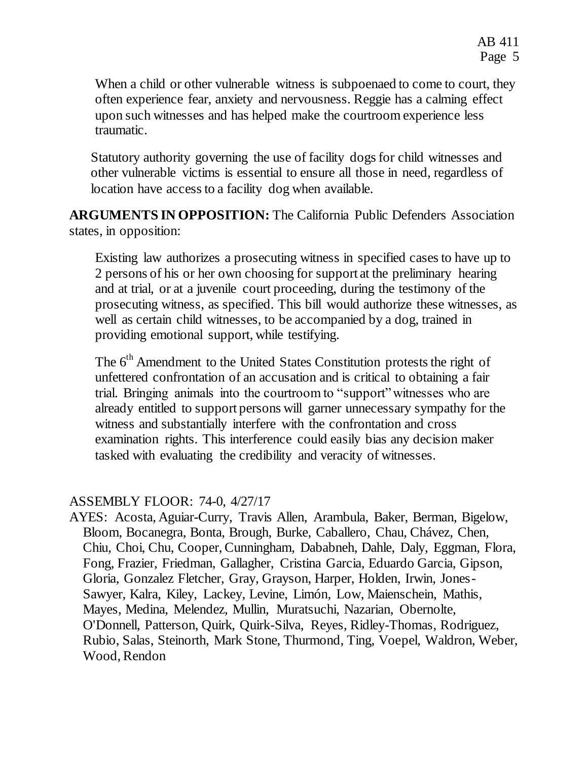When a child or other vulnerable witness is subpoenaed to come to court, they often experience fear, anxiety and nervousness. Reggie has a calming effect upon such witnesses and has helped make the courtroom experience less traumatic.

Statutory authority governing the use of facility dogs for child witnesses and other vulnerable victims is essential to ensure all those in need, regardless of location have access to a facility dog when available.

**ARGUMENTS IN OPPOSITION:** The California Public Defenders Association states, in opposition:

> Existing law authorizes a prosecuting witness in specified cases to have up to 2 persons of his or her own choosing for support at the preliminary hearing and at trial, or at a juvenile court proceeding, during the testimony of the prosecuting witness, as specified. This bill would authorize these witnesses, as well as certain child witnesses, to be accompanied by a dog, trained in providing emotional support, while testifying.
>
> The 6th Amendment to the United States Constitution protests the right of unfettered confrontation of an accusation and is critical to obtaining a fair trial. Bringing animals into the courtroom to "support" witnesses who are already entitled to support persons will garner unnecessary sympathy for the witness and substantially interfere with the confrontation and cross examination rights. This interference could easily bias any decision maker tasked with evaluating the credibility and veracity of witnesses.

ASSEMBLY FLOOR: 74-0, 4/27/17

AYES: Acosta, Aguiar-Curry, Travis Allen, Arambula, Baker, Berman, Bigelow, Bloom, Bocanegra, Bonta, Brough, Burke, Caballero, Chau, Chávez, Chen, Chiu, Choi, Chu, Cooper, Cunningham, Dababneh, Dahle, Daly, Eggman, Flora, Fong, Frazier, Friedman, Gallagher, Cristina Garcia, Eduardo Garcia, Gipson, Gloria, Gonzalez Fletcher, Gray, Grayson, Harper, Holden, Irwin, Jones-Sawyer, Kalra, Kiley, Lackey, Levine, Limón, Low, Maienschein, Mathis, Mayes, Medina, Melendez, Mullin, Muratsuchi, Nazarian, Obernolte, O'Donnell, Patterson, Quirk, Quirk-Silva, Reyes, Ridley-Thomas, Rodriguez, Rubio, Salas, Steinorth, Mark Stone, Thurmond, Ting, Voepel, Waldron, Weber, Wood, Rendon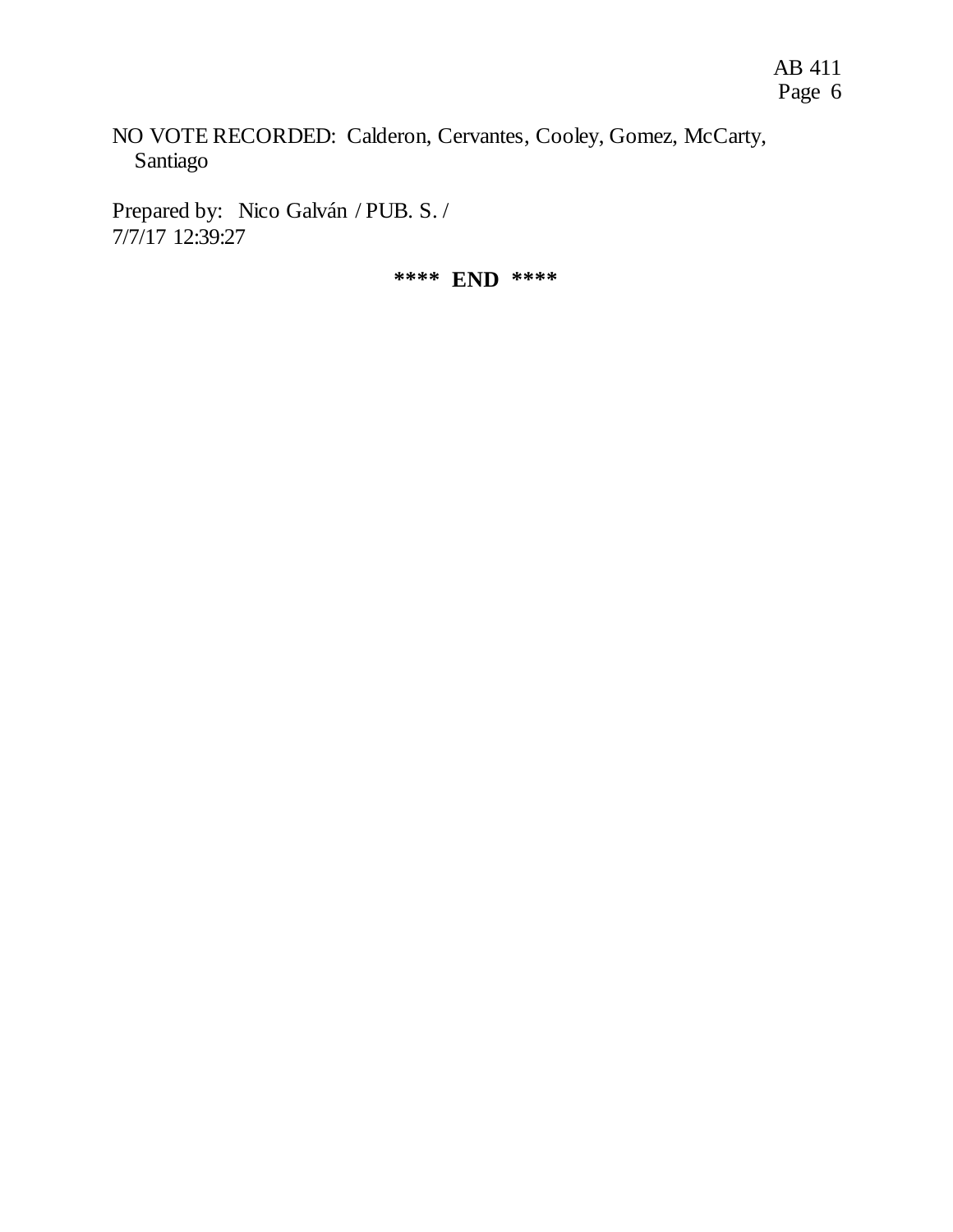NO VOTE RECORDED: Calderon, Cervantes, Cooley, Gomez, McCarty, Santiago

Prepared by: Nico Galván / PUB. S. /
7/7/17 12:39:27

**\*\*\*\* END \*\*\*\***